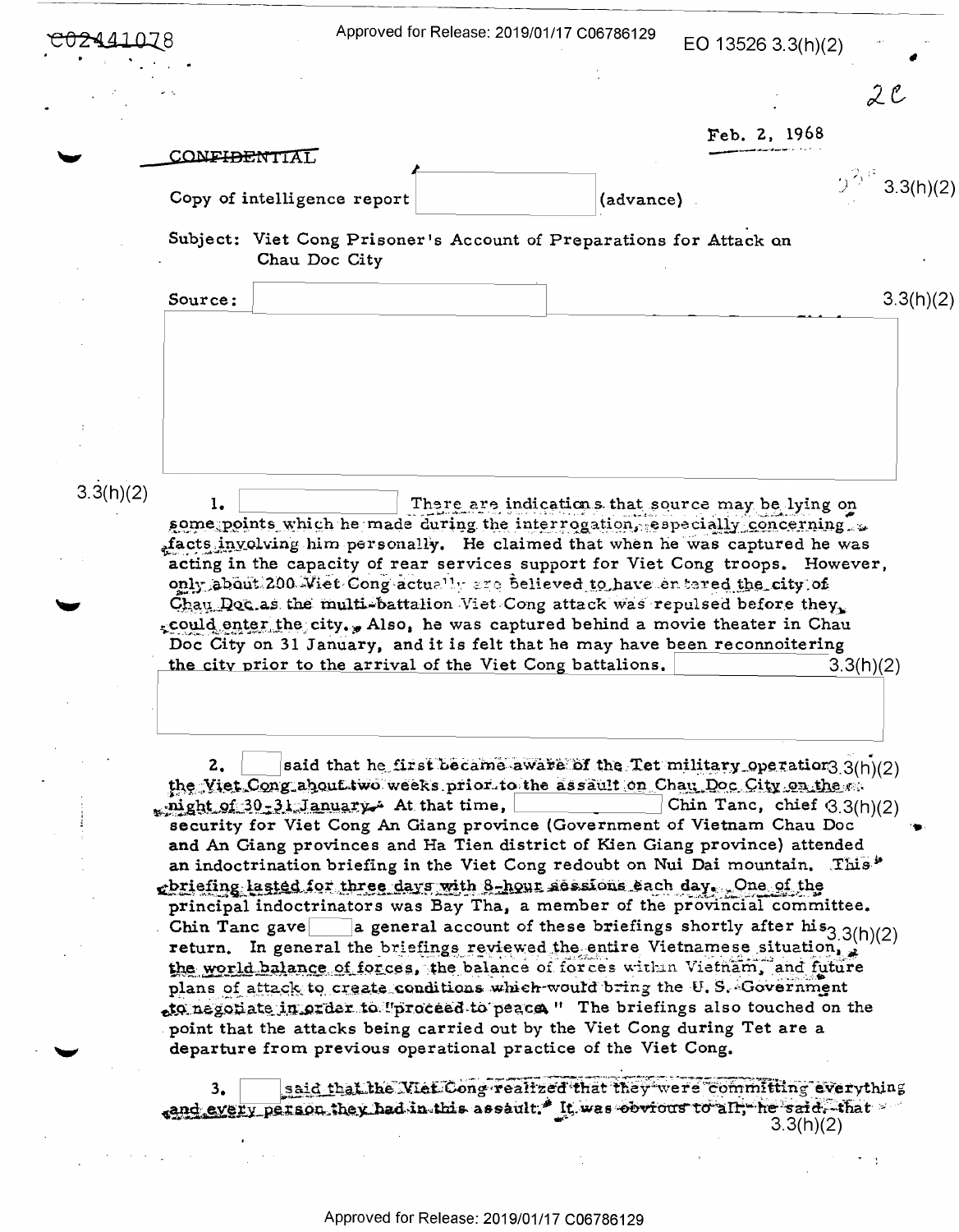C02441078

Approved for Release: 2019/01/17 C06786129

EO 13526 3.3(h)(2)

2C

Feb. 2, 1968

CONFIDENTIAL

Copy of intelligence report [redacted] (advance) 3.3(h)(2)

Subject: Viet Cong Prisoner's Account of Preparations for Attack on Chau Doc City

Source: [redacted] 3.3(h)(2)

[redacted]

3.3(h)(2)

1. [redacted] There are indications that source may be lying on some points which he made during the interrogation, especially concerning facts involving him personally. He claimed that when he was captured he was acting in the capacity of rear services support for Viet Cong troops. However, only about 200 Viet Cong actually are believed to have entered the city of Chau Doc as the multi-battalion Viet Cong attack was repulsed before they could enter the city. Also, he was captured behind a movie theater in Chau Doc City on 31 January, and it is felt that he may have been reconnoitering the city prior to the arrival of the Viet Cong battalions. [redacted] 3.3(h)(2)

[redacted]

2. [redacted] said that he first became aware of the Tet military operation 3.3(h)(2) the Viet Cong about two weeks prior to the assault on Chau Doc City on the night of 30-31 January. At that time, [redacted] Chin Tanc, chief 3.3(h)(2) security for Viet Cong An Giang province (Government of Vietnam Chau Doc and An Giang provinces and Ha Tien district of Kien Giang province) attended an indoctrination briefing in the Viet Cong redoubt on Nui Dai mountain. This briefing lasted for three days with 8-hour sessions each day. One of the principal indoctrinators was Bay Tha, a member of the provincial committee. Chin Tanc gave [redacted] a general account of these briefings shortly after his 3.3(h)(2) return. In general the briefings reviewed the entire Vietnamese situation, the world balance of forces, the balance of forces within Vietnam, and future plans of attack to create conditions which would bring the U. S. Government to negotiate in order to "proceed to peace." The briefings also touched on the point that the attacks being carried out by the Viet Cong during Tet are a departure from previous operational practice of the Viet Cong.

3. [redacted] said that the Viet Cong realized that they were committing everything and every person they had in this assault. It was obvious to all, he said, that 3.3(h)(2)

Approved for Release: 2019/01/17 C06786129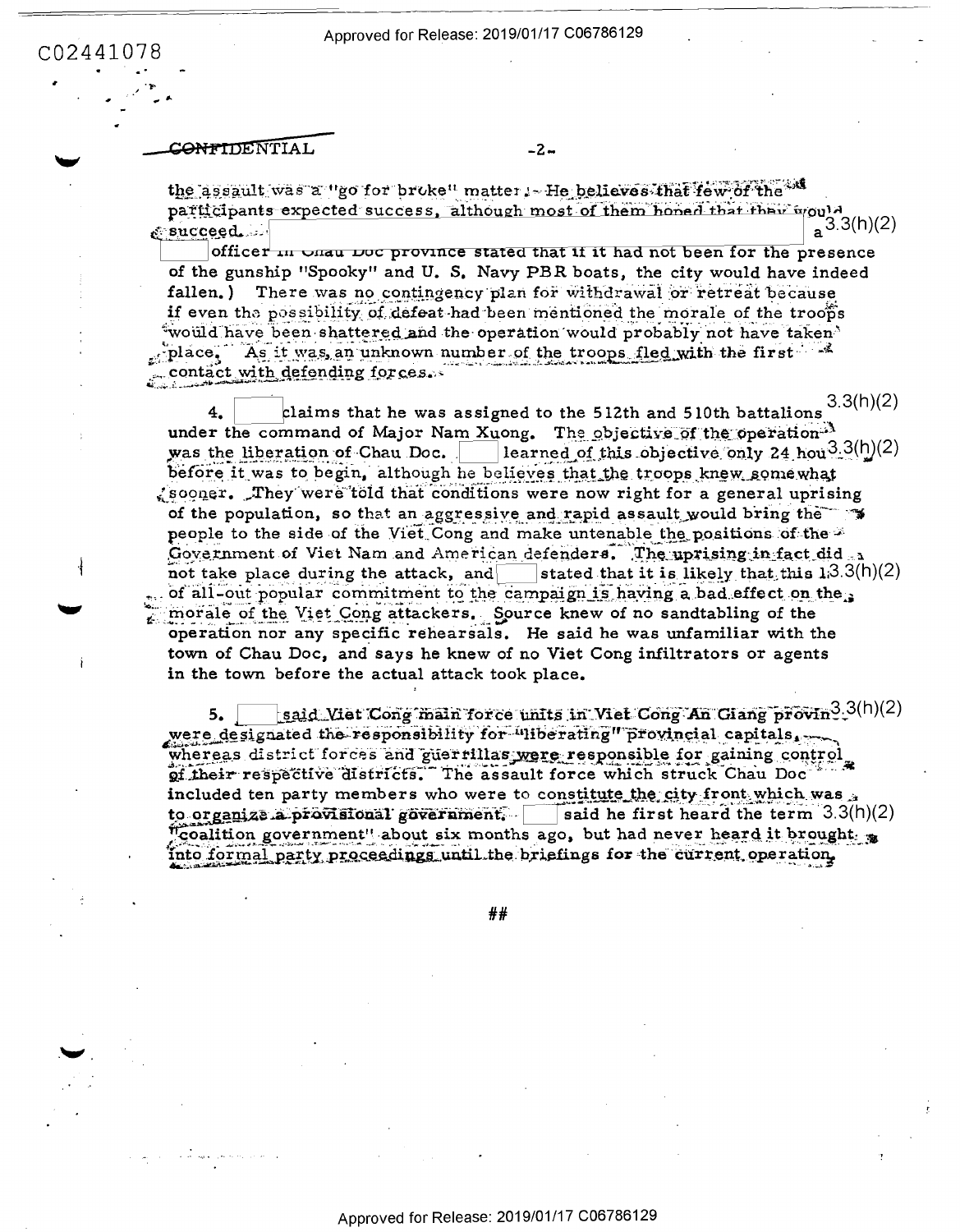C02441078

CONFIDENTIAL

the assault was a "go for broke" matter. He believes that few of the participants expected success, although most of them hoped that they would succeed. a 3.3(h)(2) officer in Chau Doc province stated that if it had not been for the presence of the gunship "Spooky" and U. S. Navy PBR boats, the city would have indeed fallen.) There was no contingency plan for withdrawal or retreat because if even the possibility of defeat had been mentioned the morale of the troops would have been shattered and the operation would probably not have taken place. As it was, an unknown number of the troops fled with the first contact with defending forces.

4. [ ] claims that he was assigned to the 512th and 510th battalions 3.3(h)(2) under the command of Major Nam Xuong. The objective of the operation was the liberation of Chau Doc. [ ] learned of this objective only 24 hou 3.3(h)(2) before it was to begin, although he believes that the troops knew somewhat sooner. They were told that conditions were now right for a general uprising of the population, so that an aggressive and rapid assault would bring the people to the side of the Viet Cong and make untenable the positions of the Government of Viet Nam and American defenders. The uprising in fact did not take place during the attack, and [ ] stated that it is likely that this l 3.3(h)(2) of all-out popular commitment to the campaign is having a bad effect on the morale of the Viet Cong attackers. Source knew of no sandtabling of the operation nor any specific rehearsals. He said he was unfamiliar with the town of Chau Doc, and says he knew of no Viet Cong infiltrators or agents in the town before the actual attack took place.

5. [ ] said Viet Cong main force units in Viet Cong An Giang provin 3.3(h)(2) were designated the responsibility for "liberating" provincial capitals, whereas district forces and guerrillas were responsible for gaining control of their respective districts. The assault force which struck Chau Doc included ten party members who were to constitute the city front which was to organize a provisional government. [ ] said he first heard the term 3.3(h)(2) "coalition government" about six months ago, but had never heard it brought into formal party proceedings until the briefings for the current operation.

##